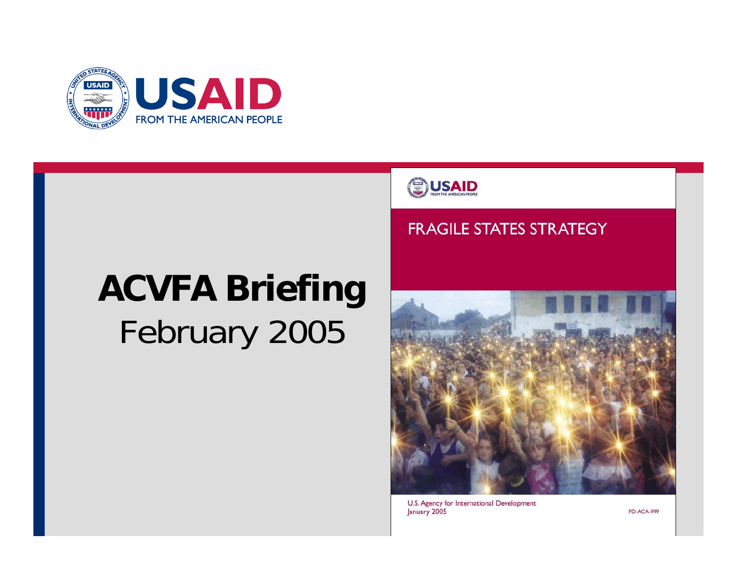USAID
FROM THE AMERICAN PEOPLE

# ACVFA Briefing

February 2005

USAID
FROM THE AMERICAN PEOPLE

FRAGILE STATES STRATEGY

U.S. Agency for International Development
January 2005

PD-ACA-999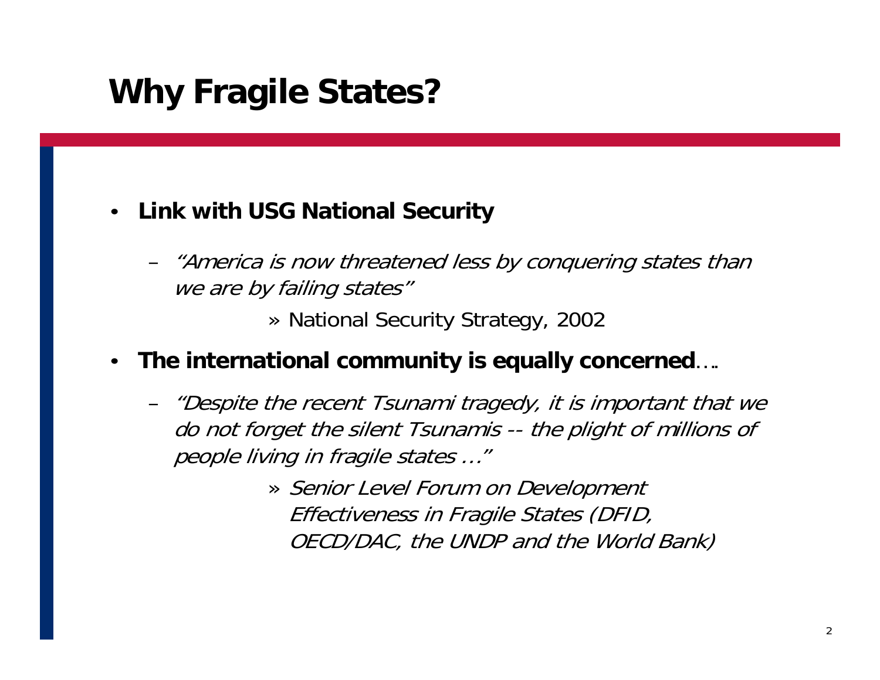# Why Fragile States?

- **Link with USG National Security**
  - *"America is now threatened less by conquering states than we are by failing states"*
    - » National Security Strategy, 2002
- **The international community is equally concerned**….
  - *"Despite the recent Tsunami tragedy, it is important that we do not forget the silent Tsunamis -- the plight of millions of people living in fragile states …"*
    - » *Senior Level Forum on Development Effectiveness in Fragile States (DFID, OECD/DAC, the UNDP and the World Bank)*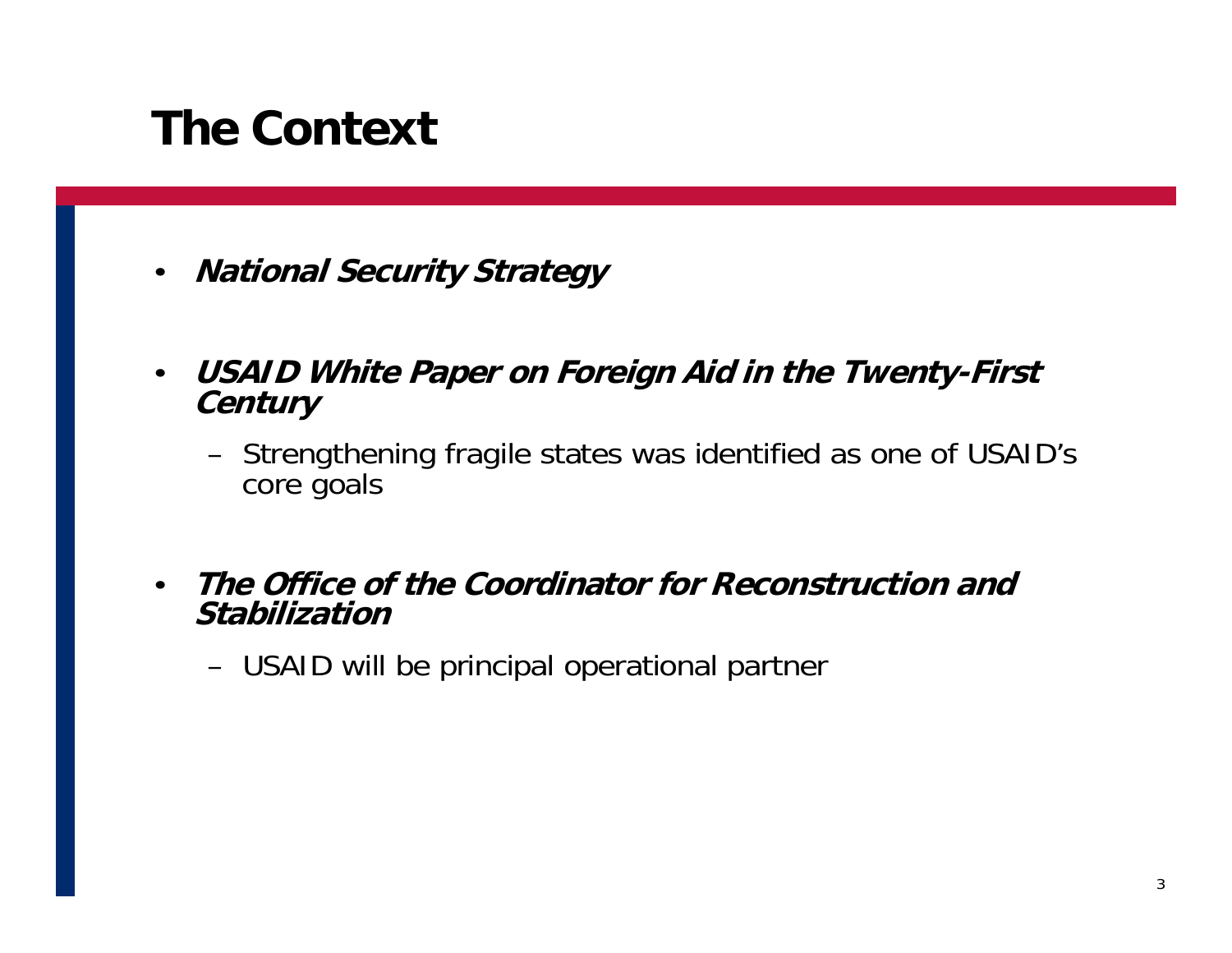# The Context

- ***National Security Strategy***
- ***USAID White Paper on Foreign Aid in the Twenty-First Century***
  - Strengthening fragile states was identified as one of USAID's core goals
- ***The Office of the Coordinator for Reconstruction and Stabilization***
  - USAID will be principal operational partner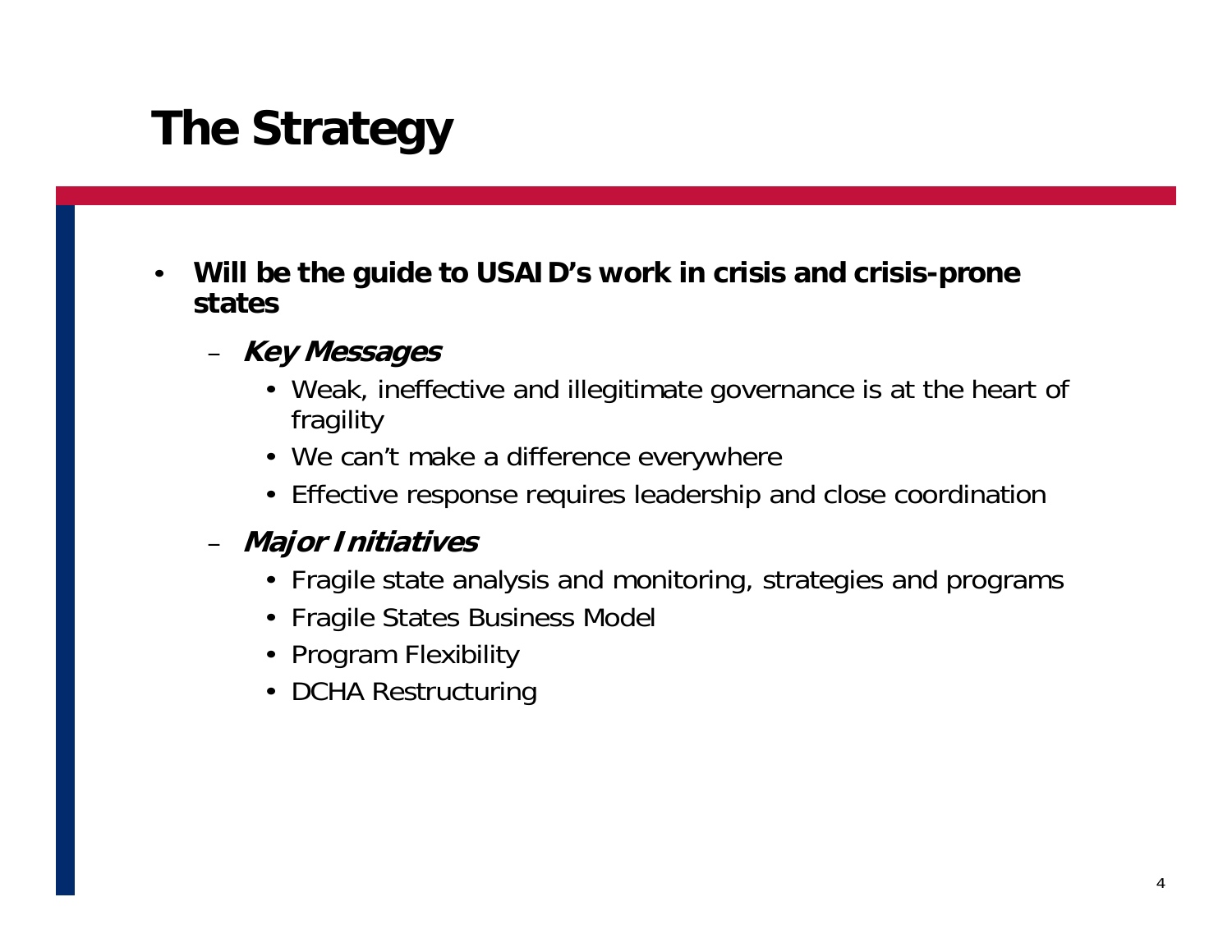# The Strategy

- **Will be the guide to USAID's work in crisis and crisis-prone states**
  - ***Key Messages***
    - Weak, ineffective and illegitimate governance is at the heart of fragility
    - We can't make a difference everywhere
    - Effective response requires leadership and close coordination
  - ***Major Initiatives***
    - Fragile state analysis and monitoring, strategies and programs
    - Fragile States Business Model
    - Program Flexibility
    - DCHA Restructuring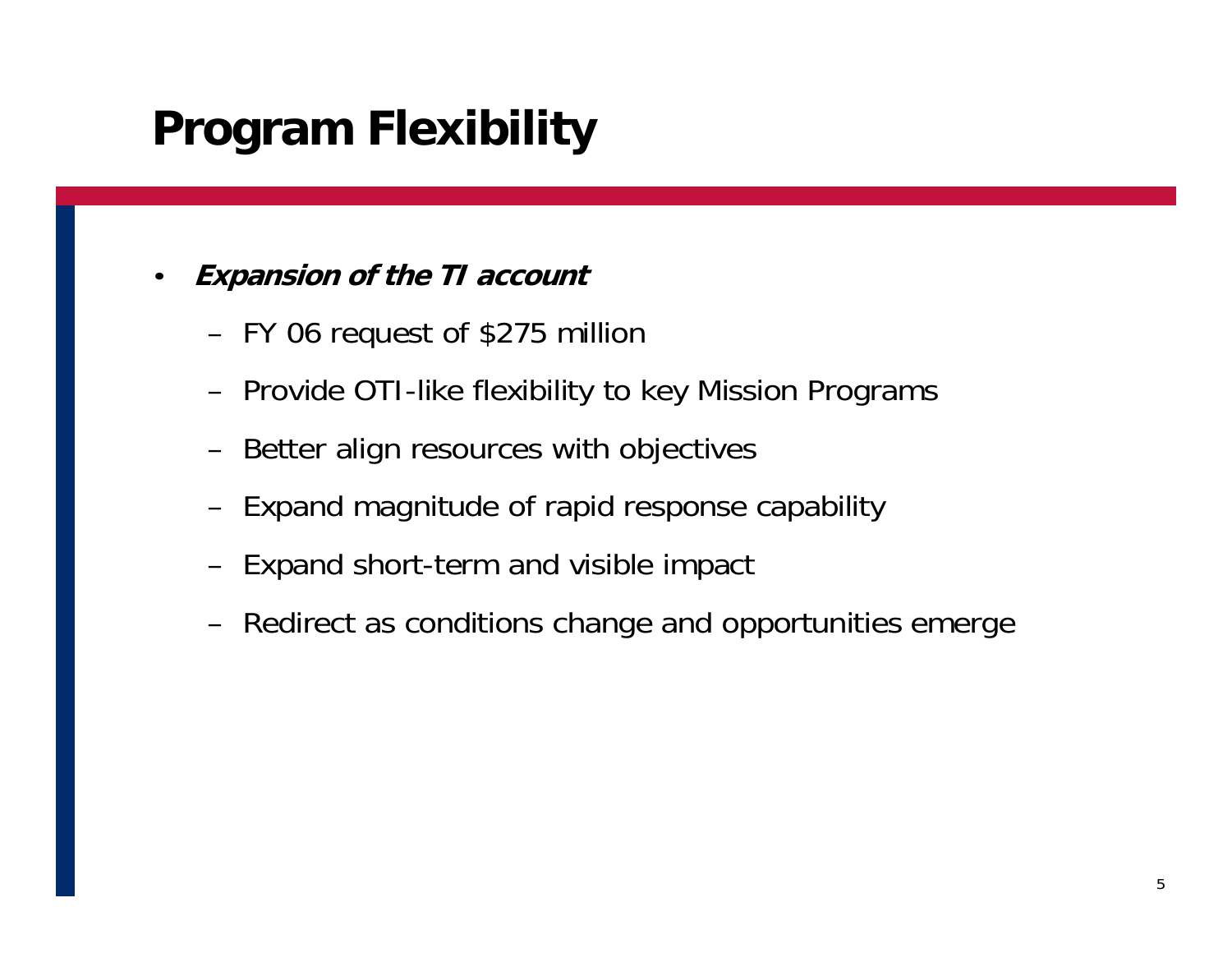# Program Flexibility

- ***Expansion of the TI account***
  - FY 06 request of $275 million
  - Provide OTI-like flexibility to key Mission Programs
  - Better align resources with objectives
  - Expand magnitude of rapid response capability
  - Expand short-term and visible impact
  - Redirect as conditions change and opportunities emerge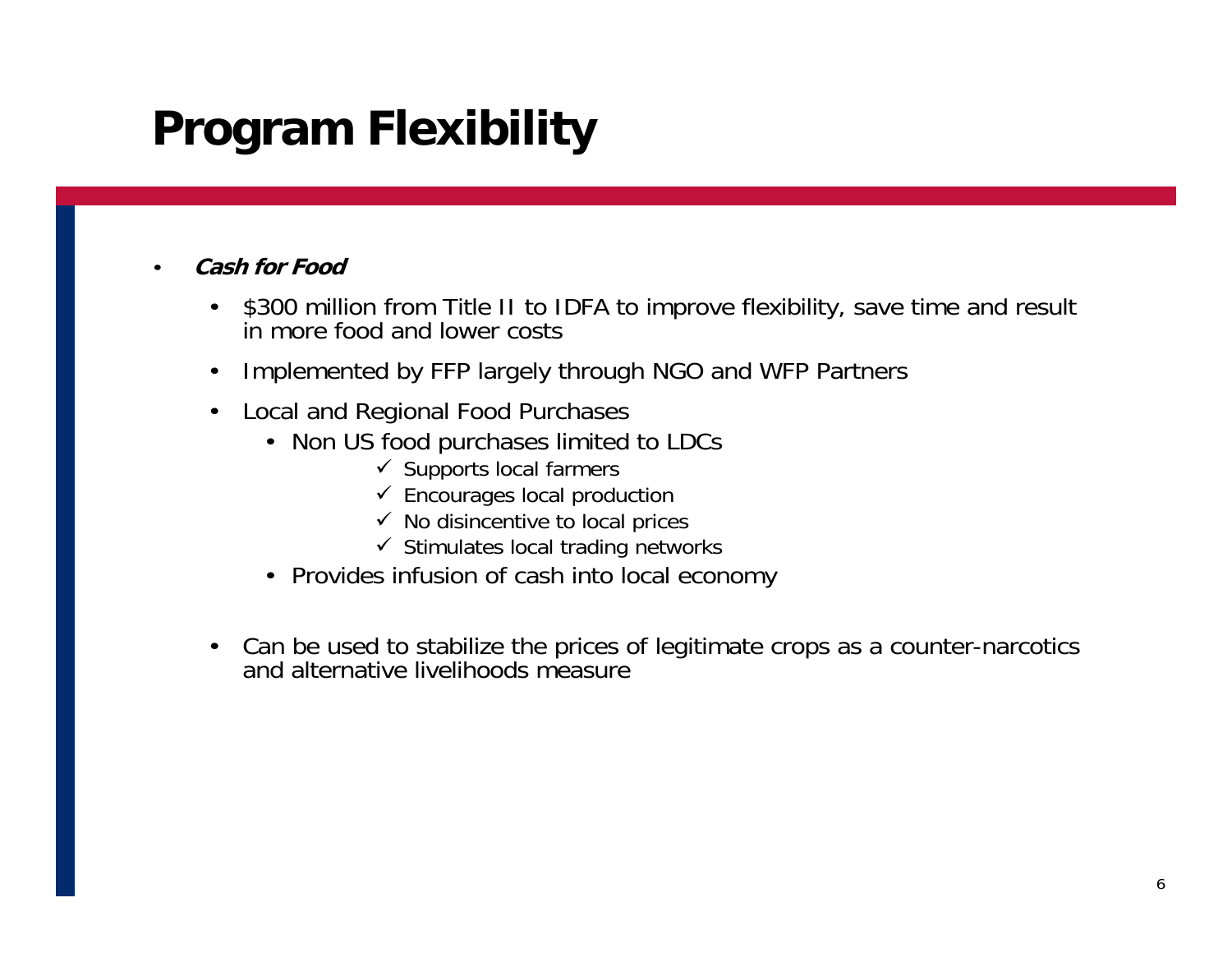# Program Flexibility

- ***Cash for Food***
  - $300 million from Title II to IDFA to improve flexibility, save time and result in more food and lower costs
  - Implemented by FFP largely through NGO and WFP Partners
  - Local and Regional Food Purchases
    - Non US food purchases limited to LDCs
      - ✓ Supports local farmers
      - ✓ Encourages local production
      - ✓ No disincentive to local prices
      - ✓ Stimulates local trading networks
    - Provides infusion of cash into local economy
  - Can be used to stabilize the prices of legitimate crops as a counter-narcotics and alternative livelihoods measure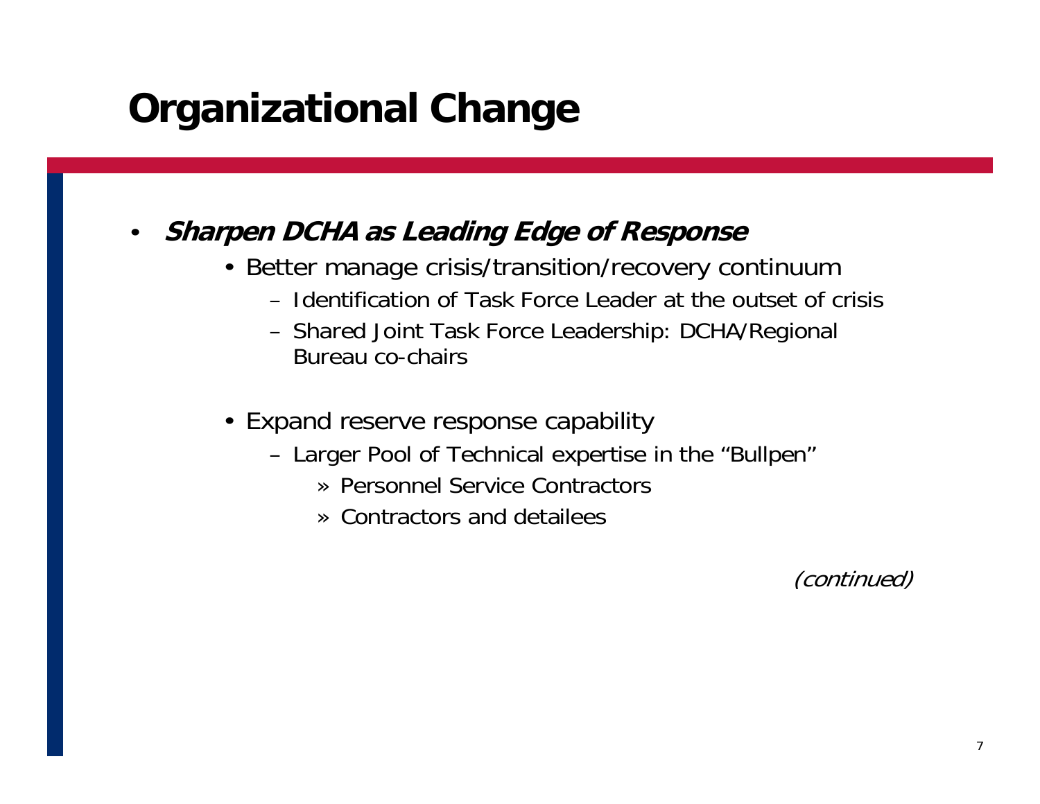# Organizational Change

- ***Sharpen DCHA as Leading Edge of Response***
  - Better manage crisis/transition/recovery continuum
    - Identification of Task Force Leader at the outset of crisis
    - Shared Joint Task Force Leadership: DCHA/Regional Bureau co-chairs
  - Expand reserve response capability
    - Larger Pool of Technical expertise in the "Bullpen"
      - Personnel Service Contractors
      - Contractors and detailees

*(continued)*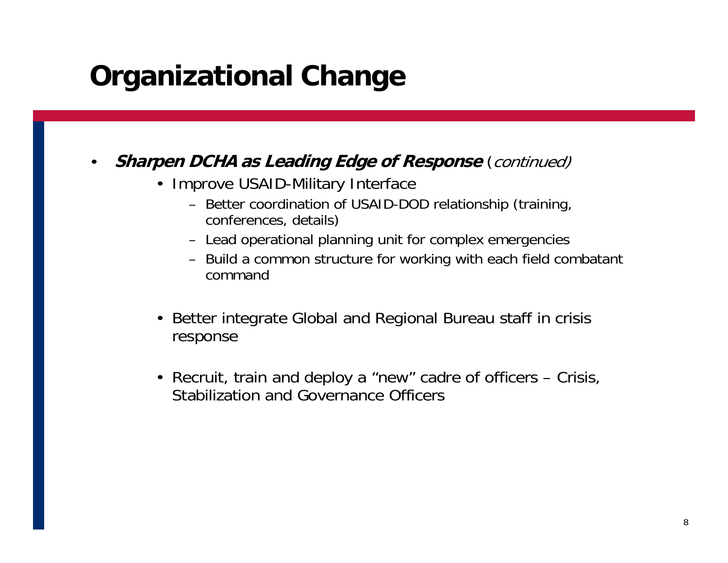# Organizational Change

- ***Sharpen DCHA as Leading Edge of Response*** (*continued)*
  - Improve USAID-Military Interface
    - Better coordination of USAID-DOD relationship (training, conferences, details)
    - Lead operational planning unit for complex emergencies
    - Build a common structure for working with each field combatant command
  - Better integrate Global and Regional Bureau staff in crisis response
  - Recruit, train and deploy a "new" cadre of officers – Crisis, Stabilization and Governance Officers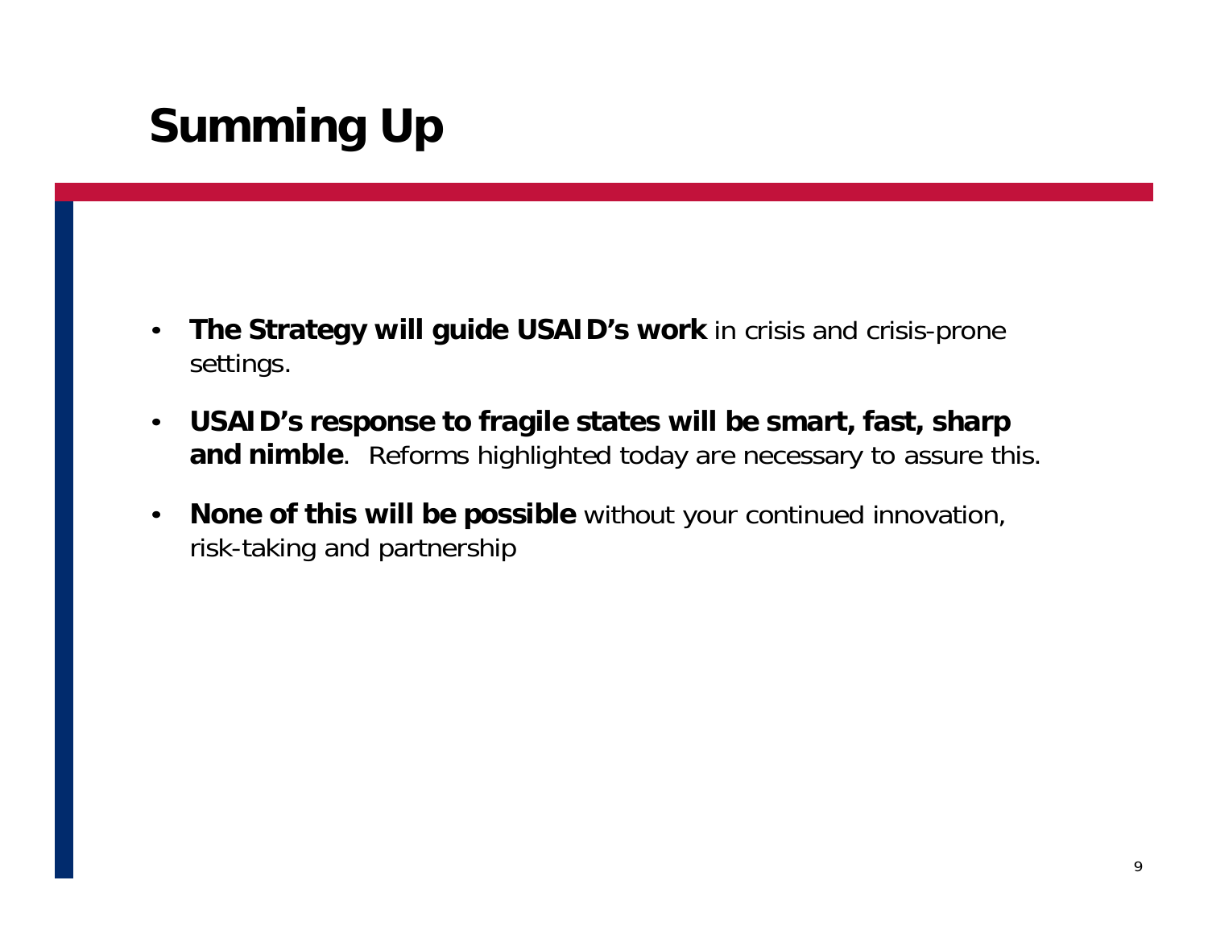# Summing Up

- **The Strategy will guide USAID's work** in crisis and crisis-prone settings.
- **USAID's response to fragile states will be smart, fast, sharp and nimble**. Reforms highlighted today are necessary to assure this.
- **None of this will be possible** without your continued innovation, risk-taking and partnership